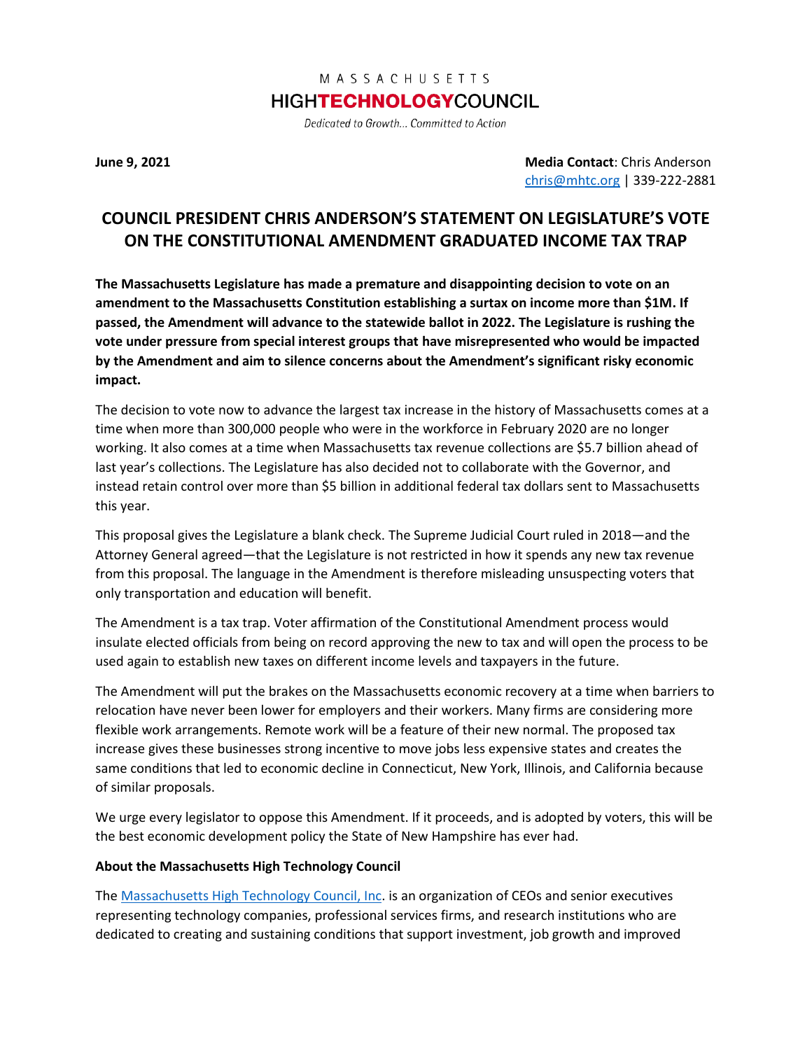MASSACHUSETTS

HIGH**TECHNOLOGY**COUNCIL

*Dedicated to Growth... Committed to Action*

**June 9, 2021**

**Media Contact**: Chris Anderson
chris@mhtc.org | 339-222-2881

# COUNCIL PRESIDENT CHRIS ANDERSON'S STATEMENT ON LEGISLATURE'S VOTE ON THE CONSTITUTIONAL AMENDMENT GRADUATED INCOME TAX TRAP

**The Massachusetts Legislature has made a premature and disappointing decision to vote on an amendment to the Massachusetts Constitution establishing a surtax on income more than $1M. If passed, the Amendment will advance to the statewide ballot in 2022. The Legislature is rushing the vote under pressure from special interest groups that have misrepresented who would be impacted by the Amendment and aim to silence concerns about the Amendment's significant risky economic impact.**

The decision to vote now to advance the largest tax increase in the history of Massachusetts comes at a time when more than 300,000 people who were in the workforce in February 2020 are no longer working. It also comes at a time when Massachusetts tax revenue collections are $5.7 billion ahead of last year's collections. The Legislature has also decided not to collaborate with the Governor, and instead retain control over more than $5 billion in additional federal tax dollars sent to Massachusetts this year.

This proposal gives the Legislature a blank check. The Supreme Judicial Court ruled in 2018—and the Attorney General agreed—that the Legislature is not restricted in how it spends any new tax revenue from this proposal. The language in the Amendment is therefore misleading unsuspecting voters that only transportation and education will benefit.

The Amendment is a tax trap. Voter affirmation of the Constitutional Amendment process would insulate elected officials from being on record approving the new to tax and will open the process to be used again to establish new taxes on different income levels and taxpayers in the future.

The Amendment will put the brakes on the Massachusetts economic recovery at a time when barriers to relocation have never been lower for employers and their workers. Many firms are considering more flexible work arrangements. Remote work will be a feature of their new normal. The proposed tax increase gives these businesses strong incentive to move jobs less expensive states and creates the same conditions that led to economic decline in Connecticut, New York, Illinois, and California because of similar proposals.

We urge every legislator to oppose this Amendment. If it proceeds, and is adopted by voters, this will be the best economic development policy the State of New Hampshire has ever had.

**About the Massachusetts High Technology Council**

The Massachusetts High Technology Council, Inc. is an organization of CEOs and senior executives representing technology companies, professional services firms, and research institutions who are dedicated to creating and sustaining conditions that support investment, job growth and improved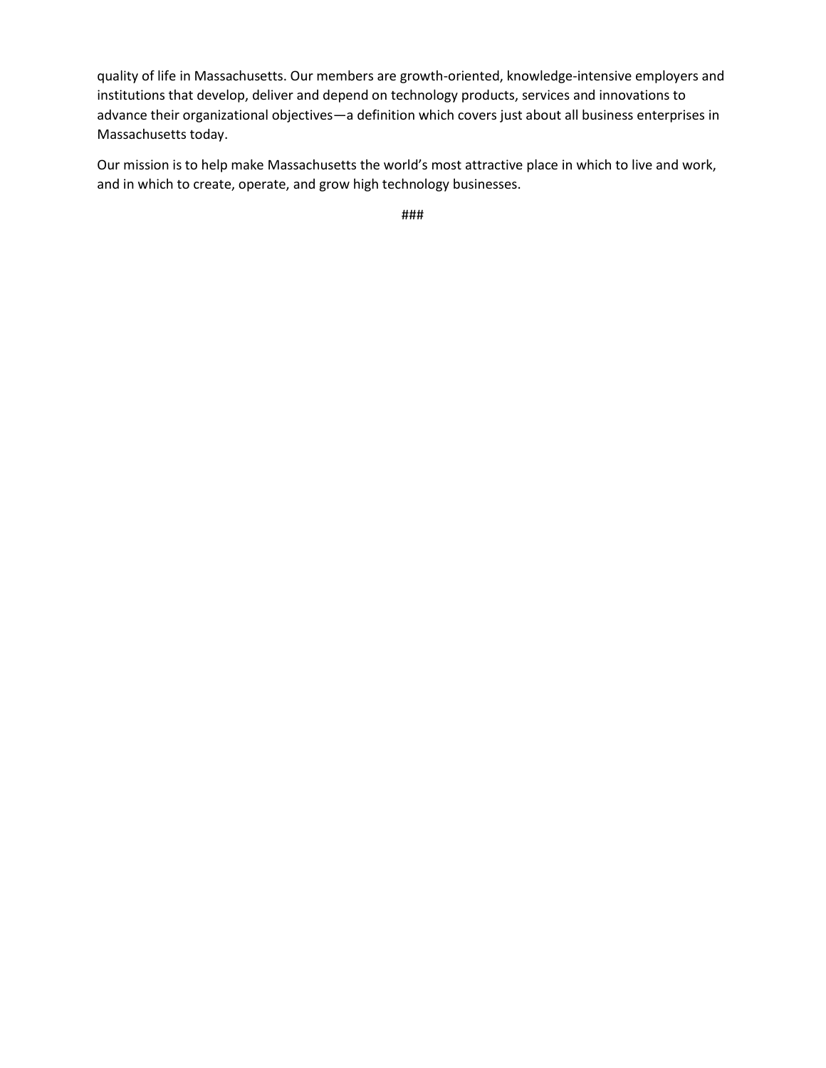quality of life in Massachusetts. Our members are growth-oriented, knowledge-intensive employers and institutions that develop, deliver and depend on technology products, services and innovations to advance their organizational objectives—a definition which covers just about all business enterprises in Massachusetts today.

Our mission is to help make Massachusetts the world's most attractive place in which to live and work, and in which to create, operate, and grow high technology businesses.

###